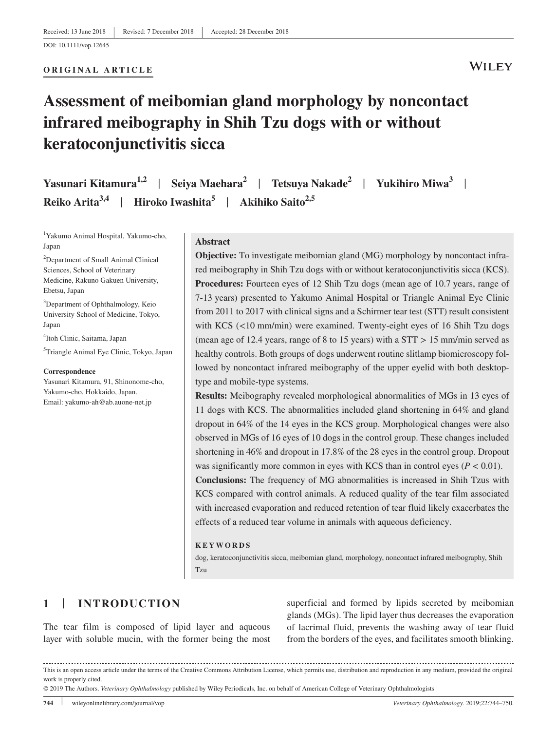Received: 13 June 2018 | Revised: 7 December 2018 | Accepted: 28 December 2018

DOI: 10.1111/vop.12645

**ORIGINAL ARTICLE**

# Assessment of meibomian gland morphology by noncontact infrared meibography in Shih Tzu dogs with or without keratoconjunctivitis sicca

**Yasunari Kitamura[1,2] | Seiya Maehara[2] | Tetsuya Nakade[2] | Yukihiro Miwa[3] | Reiko Arita[3,4] | Hiroko Iwashita[5] | Akihiko Saito[2,5]**

[1]Yakumo Animal Hospital, Yakumo-cho, Japan

[2]Department of Small Animal Clinical Sciences, School of Veterinary Medicine, Rakuno Gakuen University, Ebetsu, Japan

[3]Department of Ophthalmology, Keio University School of Medicine, Tokyo, Japan

[4]Itoh Clinic, Saitama, Japan

[5]Triangle Animal Eye Clinic, Tokyo, Japan

**Correspondence**
Yasunari Kitamura, 91, Shinonome-cho, Yakumo-cho, Hokkaido, Japan.
Email: yakumo-ah@ab.auone-net.jp

## Abstract

**Objective:** To investigate meibomian gland (MG) morphology by noncontact infrared meibography in Shih Tzu dogs with or without keratoconjunctivitis sicca (KCS).

**Procedures:** Fourteen eyes of 12 Shih Tzu dogs (mean age of 10.7 years, range of 7-13 years) presented to Yakumo Animal Hospital or Triangle Animal Eye Clinic from 2011 to 2017 with clinical signs and a Schirmer tear test (STT) result consistent with KCS (<10 mm/min) were examined. Twenty-eight eyes of 16 Shih Tzu dogs (mean age of 12.4 years, range of 8 to 15 years) with a STT > 15 mm/min served as healthy controls. Both groups of dogs underwent routine slitlamp biomicroscopy followed by noncontact infrared meibography of the upper eyelid with both desktop-type and mobile-type systems.

**Results:** Meibography revealed morphological abnormalities of MGs in 13 eyes of 11 dogs with KCS. The abnormalities included gland shortening in 64% and gland dropout in 64% of the 14 eyes in the KCS group. Morphological changes were also observed in MGs of 16 eyes of 10 dogs in the control group. These changes included shortening in 46% and dropout in 17.8% of the 28 eyes in the control group. Dropout was significantly more common in eyes with KCS than in control eyes ($P < 0.01$).

**Conclusions:** The frequency of MG abnormalities is increased in Shih Tzus with KCS compared with control animals. A reduced quality of the tear film associated with increased evaporation and reduced retention of tear fluid likely exacerbates the effects of a reduced tear volume in animals with aqueous deficiency.

**KEYWORDS**

dog, keratoconjunctivitis sicca, meibomian gland, morphology, noncontact infrared meibography, Shih Tzu

## 1 | INTRODUCTION

The tear film is composed of lipid layer and aqueous layer with soluble mucin, with the former being the most superficial and formed by lipids secreted by meibomian glands (MGs). The lipid layer thus decreases the evaporation of lacrimal fluid, prevents the washing away of tear fluid from the borders of the eyes, and facilitates smooth blinking.

This is an open access article under the terms of the Creative Commons Attribution License, which permits use, distribution and reproduction in any medium, provided the original work is properly cited.

© 2019 The Authors. *Veterinary Ophthalmology* published by Wiley Periodicals, Inc. on behalf of American College of Veterinary Ophthalmologists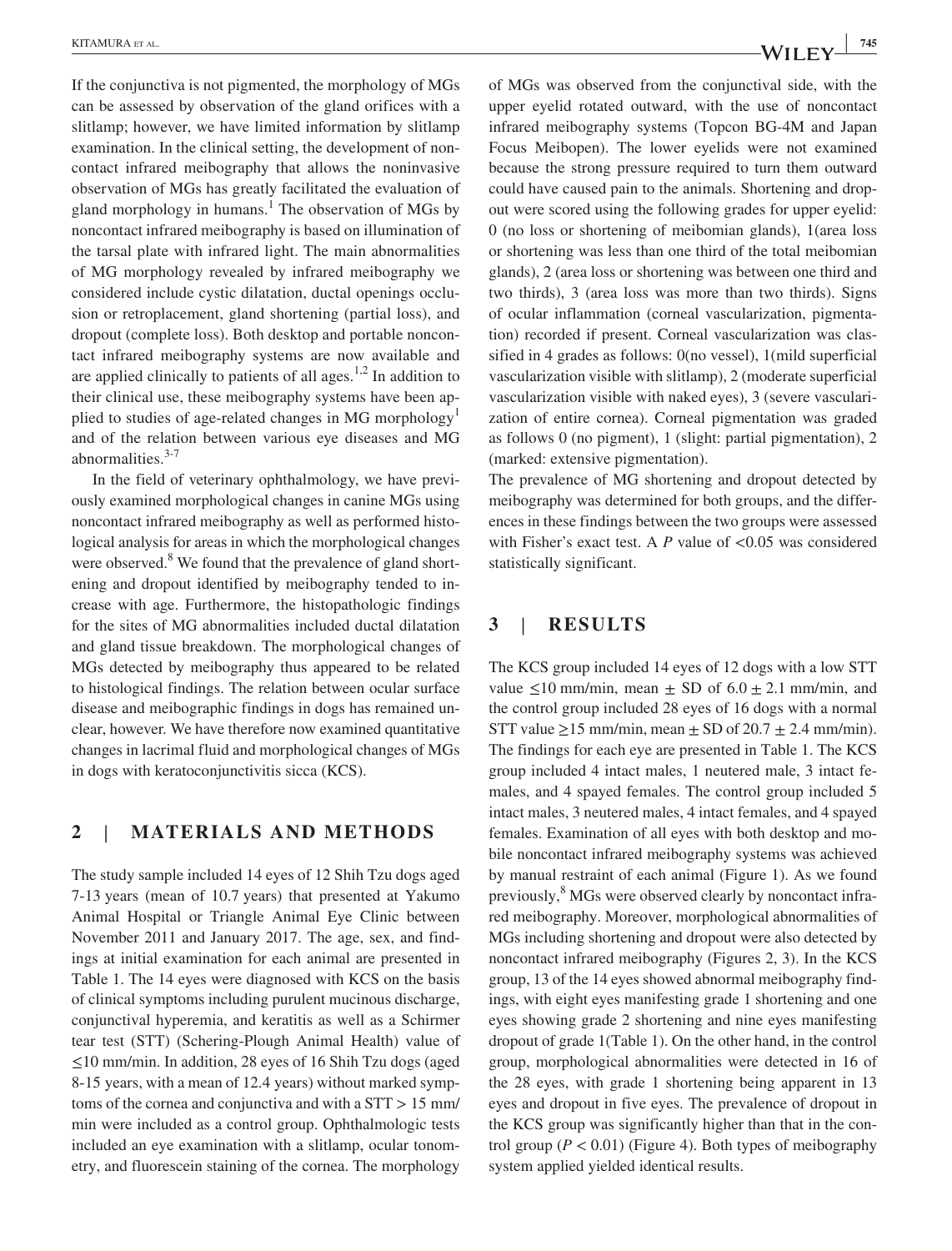If the conjunctiva is not pigmented, the morphology of MGs can be assessed by observation of the gland orifices with a slitlamp; however, we have limited information by slitlamp examination. In the clinical setting, the development of noncontact infrared meibography that allows the noninvasive observation of MGs has greatly facilitated the evaluation of gland morphology in humans.[1] The observation of MGs by noncontact infrared meibography is based on illumination of the tarsal plate with infrared light. The main abnormalities of MG morphology revealed by infrared meibography we considered include cystic dilatation, ductal openings occlusion or retroplacement, gland shortening (partial loss), and dropout (complete loss). Both desktop and portable noncontact infrared meibography systems are now available and are applied clinically to patients of all ages.[1,2] In addition to their clinical use, these meibography systems have been applied to studies of age-related changes in MG morphology[1] and of the relation between various eye diseases and MG abnormalities.[3-7]

In the field of veterinary ophthalmology, we have previously examined morphological changes in canine MGs using noncontact infrared meibography as well as performed histological analysis for areas in which the morphological changes were observed.[8] We found that the prevalence of gland shortening and dropout identified by meibography tended to increase with age. Furthermore, the histopathologic findings for the sites of MG abnormalities included ductal dilatation and gland tissue breakdown. The morphological changes of MGs detected by meibography thus appeared to be related to histological findings. The relation between ocular surface disease and meibographic findings in dogs has remained unclear, however. We have therefore now examined quantitative changes in lacrimal fluid and morphological changes of MGs in dogs with keratoconjunctivitis sicca (KCS).

## 2 | MATERIALS AND METHODS

The study sample included 14 eyes of 12 Shih Tzu dogs aged 7-13 years (mean of 10.7 years) that presented at Yakumo Animal Hospital or Triangle Animal Eye Clinic between November 2011 and January 2017. The age, sex, and findings at initial examination for each animal are presented in Table 1. The 14 eyes were diagnosed with KCS on the basis of clinical symptoms including purulent mucinous discharge, conjunctival hyperemia, and keratitis as well as a Schirmer tear test (STT) (Schering-Plough Animal Health) value of ≤10 mm/min. In addition, 28 eyes of 16 Shih Tzu dogs (aged 8-15 years, with a mean of 12.4 years) without marked symptoms of the cornea and conjunctiva and with a STT > 15 mm/min were included as a control group. Ophthalmologic tests included an eye examination with a slitlamp, ocular tonometry, and fluorescein staining of the cornea. The morphology of MGs was observed from the conjunctival side, with the upper eyelid rotated outward, with the use of noncontact infrared meibography systems (Topcon BG-4M and Japan Focus Meibopen). The lower eyelids were not examined because the strong pressure required to turn them outward could have caused pain to the animals. Shortening and dropout were scored using the following grades for upper eyelid: 0 (no loss or shortening of meibomian glands), 1(area loss or shortening was less than one third of the total meibomian glands), 2 (area loss or shortening was between one third and two thirds), 3 (area loss was more than two thirds). Signs of ocular inflammation (corneal vascularization, pigmentation) recorded if present. Corneal vascularization was classified in 4 grades as follows: 0(no vessel), 1(mild superficial vascularization visible with slitlamp), 2 (moderate superficial vascularization visible with naked eyes), 3 (severe vascularization of entire cornea). Corneal pigmentation was graded as follows 0 (no pigment), 1 (slight: partial pigmentation), 2 (marked: extensive pigmentation).

The prevalence of MG shortening and dropout detected by meibography was determined for both groups, and the differences in these findings between the two groups were assessed with Fisher's exact test. A $P$ value of <0.05 was considered statistically significant.

## 3 | RESULTS

The KCS group included 14 eyes of 12 dogs with a low STT value ≤10 mm/min, mean ± SD of 6.0 ± 2.1 mm/min, and the control group included 28 eyes of 16 dogs with a normal STT value ≥15 mm/min, mean ± SD of 20.7 ± 2.4 mm/min). The findings for each eye are presented in Table 1. The KCS group included 4 intact males, 1 neutered male, 3 intact females, and 4 spayed females. The control group included 5 intact males, 3 neutered males, 4 intact females, and 4 spayed females. Examination of all eyes with both desktop and mobile noncontact infrared meibography systems was achieved by manual restraint of each animal (Figure 1). As we found previously,[8] MGs were observed clearly by noncontact infrared meibography. Moreover, morphological abnormalities of MGs including shortening and dropout were also detected by noncontact infrared meibography (Figures 2, 3). In the KCS group, 13 of the 14 eyes showed abnormal meibography findings, with eight eyes manifesting grade 1 shortening and one eyes showing grade 2 shortening and nine eyes manifesting dropout of grade 1(Table 1). On the other hand, in the control group, morphological abnormalities were detected in 16 of the 28 eyes, with grade 1 shortening being apparent in 13 eyes and dropout in five eyes. The prevalence of dropout in the KCS group was significantly higher than that in the control group ($P < 0.01$) (Figure 4). Both types of meibography system applied yielded identical results.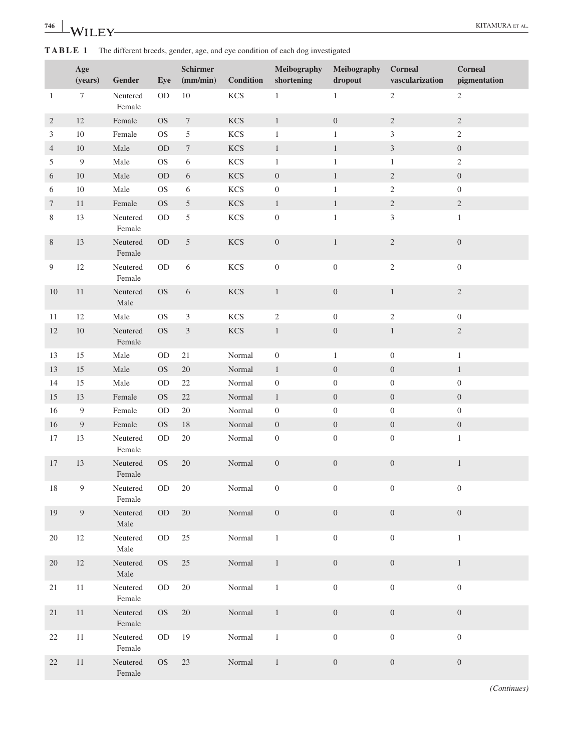**TABLE 1** The different breeds, gender, age, and eye condition of each dog investigated

| | Age (years) | Gender | Eye | Schirmer (mm/min) | Condition | Meibography shortening | Meibography dropout | Corneal vascularization | Corneal pigmentation |
|---|---|---|---|---|---|---|---|---|---|
| 1 | 7 | Neutered Female | OD | 10 | KCS | 1 | 1 | 2 | 2 |
| 2 | 12 | Female | OS | 7 | KCS | 1 | 0 | 2 | 2 |
| 3 | 10 | Female | OS | 5 | KCS | 1 | 1 | 3 | 2 |
| 4 | 10 | Male | OD | 7 | KCS | 1 | 1 | 3 | 0 |
| 5 | 9 | Male | OS | 6 | KCS | 1 | 1 | 1 | 2 |
| 6 | 10 | Male | OD | 6 | KCS | 0 | 1 | 2 | 0 |
| 6 | 10 | Male | OS | 6 | KCS | 0 | 1 | 2 | 0 |
| 7 | 11 | Female | OS | 5 | KCS | 1 | 1 | 2 | 2 |
| 8 | 13 | Neutered Female | OD | 5 | KCS | 0 | 1 | 3 | 1 |
| 8 | 13 | Neutered Female | OD | 5 | KCS | 0 | 1 | 2 | 0 |
| 9 | 12 | Neutered Female | OD | 6 | KCS | 0 | 0 | 2 | 0 |
| 10 | 11 | Neutered Male | OS | 6 | KCS | 1 | 0 | 1 | 2 |
| 11 | 12 | Male | OS | 3 | KCS | 2 | 0 | 2 | 0 |
| 12 | 10 | Neutered Female | OS | 3 | KCS | 1 | 0 | 1 | 2 |
| 13 | 15 | Male | OD | 21 | Normal | 0 | 1 | 0 | 1 |
| 13 | 15 | Male | OS | 20 | Normal | 1 | 0 | 0 | 1 |
| 14 | 15 | Male | OD | 22 | Normal | 0 | 0 | 0 | 0 |
| 15 | 13 | Female | OS | 22 | Normal | 1 | 0 | 0 | 0 |
| 16 | 9 | Female | OD | 20 | Normal | 0 | 0 | 0 | 0 |
| 16 | 9 | Female | OS | 18 | Normal | 0 | 0 | 0 | 0 |
| 17 | 13 | Neutered Female | OD | 20 | Normal | 0 | 0 | 0 | 1 |
| 17 | 13 | Neutered Female | OS | 20 | Normal | 0 | 0 | 0 | 1 |
| 18 | 9 | Neutered Female | OD | 20 | Normal | 0 | 0 | 0 | 0 |
| 19 | 9 | Neutered Male | OD | 20 | Normal | 0 | 0 | 0 | 0 |
| 20 | 12 | Neutered Male | OD | 25 | Normal | 1 | 0 | 0 | 1 |
| 20 | 12 | Neutered Male | OS | 25 | Normal | 1 | 0 | 0 | 1 |
| 21 | 11 | Neutered Female | OD | 20 | Normal | 1 | 0 | 0 | 0 |
| 21 | 11 | Neutered Female | OS | 20 | Normal | 1 | 0 | 0 | 0 |
| 22 | 11 | Neutered Female | OD | 19 | Normal | 1 | 0 | 0 | 0 |
| 22 | 11 | Neutered Female | OS | 23 | Normal | 1 | 0 | 0 | 0 |

*(Continues)*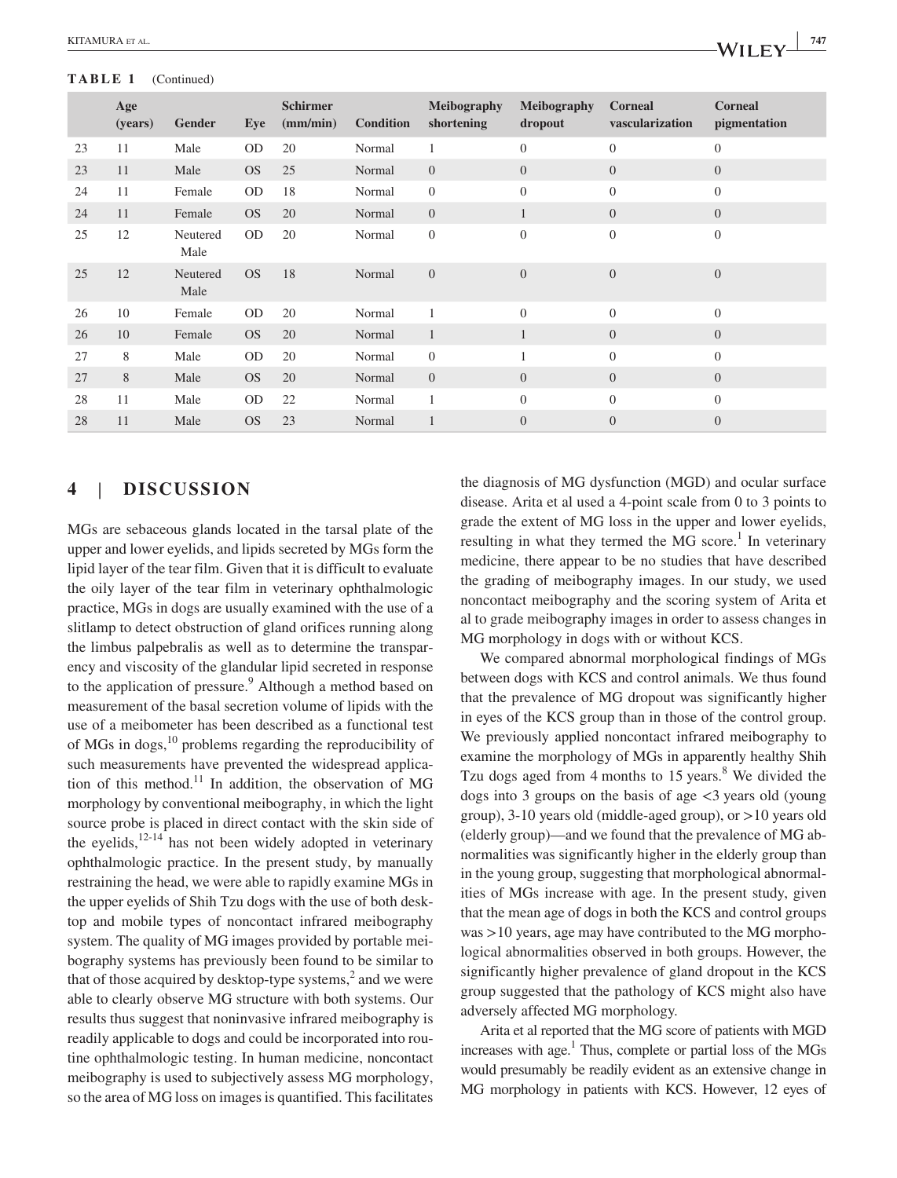**TABLE 1** (Continued)

| | Age (years) | Gender | Eye | Schirmer (mm/min) | Condition | Meibography shortening | Meibography dropout | Corneal vascularization | Corneal pigmentation |
|---|---|---|---|---|---|---|---|---|---|
| 23 | 11 | Male | OD | 20 | Normal | 1 | 0 | 0 | 0 |
| 23 | 11 | Male | OS | 25 | Normal | 0 | 0 | 0 | 0 |
| 24 | 11 | Female | OD | 18 | Normal | 0 | 0 | 0 | 0 |
| 24 | 11 | Female | OS | 20 | Normal | 0 | 1 | 0 | 0 |
| 25 | 12 | Neutered Male | OD | 20 | Normal | 0 | 0 | 0 | 0 |
| 25 | 12 | Neutered Male | OS | 18 | Normal | 0 | 0 | 0 | 0 |
| 26 | 10 | Female | OD | 20 | Normal | 1 | 0 | 0 | 0 |
| 26 | 10 | Female | OS | 20 | Normal | 1 | 1 | 0 | 0 |
| 27 | 8 | Male | OD | 20 | Normal | 0 | 1 | 0 | 0 |
| 27 | 8 | Male | OS | 20 | Normal | 0 | 0 | 0 | 0 |
| 28 | 11 | Male | OD | 22 | Normal | 1 | 0 | 0 | 0 |
| 28 | 11 | Male | OS | 23 | Normal | 1 | 0 | 0 | 0 |

## 4 | DISCUSSION

MGs are sebaceous glands located in the tarsal plate of the upper and lower eyelids, and lipids secreted by MGs form the lipid layer of the tear film. Given that it is difficult to evaluate the oily layer of the tear film in veterinary ophthalmologic practice, MGs in dogs are usually examined with the use of a slitlamp to detect obstruction of gland orifices running along the limbus palpebralis as well as to determine the transparency and viscosity of the glandular lipid secreted in response to the application of pressure.[9] Although a method based on measurement of the basal secretion volume of lipids with the use of a meibometer has been described as a functional test of MGs in dogs,[10] problems regarding the reproducibility of such measurements have prevented the widespread application of this method.[11] In addition, the observation of MG morphology by conventional meibography, in which the light source probe is placed in direct contact with the skin side of the eyelids,[12-14] has not been widely adopted in veterinary ophthalmologic practice. In the present study, by manually restraining the head, we were able to rapidly examine MGs in the upper eyelids of Shih Tzu dogs with the use of both desktop and mobile types of noncontact infrared meibography system. The quality of MG images provided by portable meibography systems has previously been found to be similar to that of those acquired by desktop-type systems,[2] and we were able to clearly observe MG structure with both systems. Our results thus suggest that noninvasive infrared meibography is readily applicable to dogs and could be incorporated into routine ophthalmologic testing. In human medicine, noncontact meibography is used to subjectively assess MG morphology, so the area of MG loss on images is quantified. This facilitates the diagnosis of MG dysfunction (MGD) and ocular surface disease. Arita et al used a 4-point scale from 0 to 3 points to grade the extent of MG loss in the upper and lower eyelids, resulting in what they termed the MG score.[1] In veterinary medicine, there appear to be no studies that have described the grading of meibography images. In our study, we used noncontact meibography and the scoring system of Arita et al to grade meibography images in order to assess changes in MG morphology in dogs with or without KCS.

We compared abnormal morphological findings of MGs between dogs with KCS and control animals. We thus found that the prevalence of MG dropout was significantly higher in eyes of the KCS group than in those of the control group. We previously applied noncontact infrared meibography to examine the morphology of MGs in apparently healthy Shih Tzu dogs aged from 4 months to 15 years.[8] We divided the dogs into 3 groups on the basis of age <3 years old (young group), 3-10 years old (middle-aged group), or >10 years old (elderly group)—and we found that the prevalence of MG abnormalities was significantly higher in the elderly group than in the young group, suggesting that morphological abnormalities of MGs increase with age. In the present study, given that the mean age of dogs in both the KCS and control groups was >10 years, age may have contributed to the MG morphological abnormalities observed in both groups. However, the significantly higher prevalence of gland dropout in the KCS group suggested that the pathology of KCS might also have adversely affected MG morphology.

Arita et al reported that the MG score of patients with MGD increases with age.[1] Thus, complete or partial loss of the MGs would presumably be readily evident as an extensive change in MG morphology in patients with KCS. However, 12 eyes of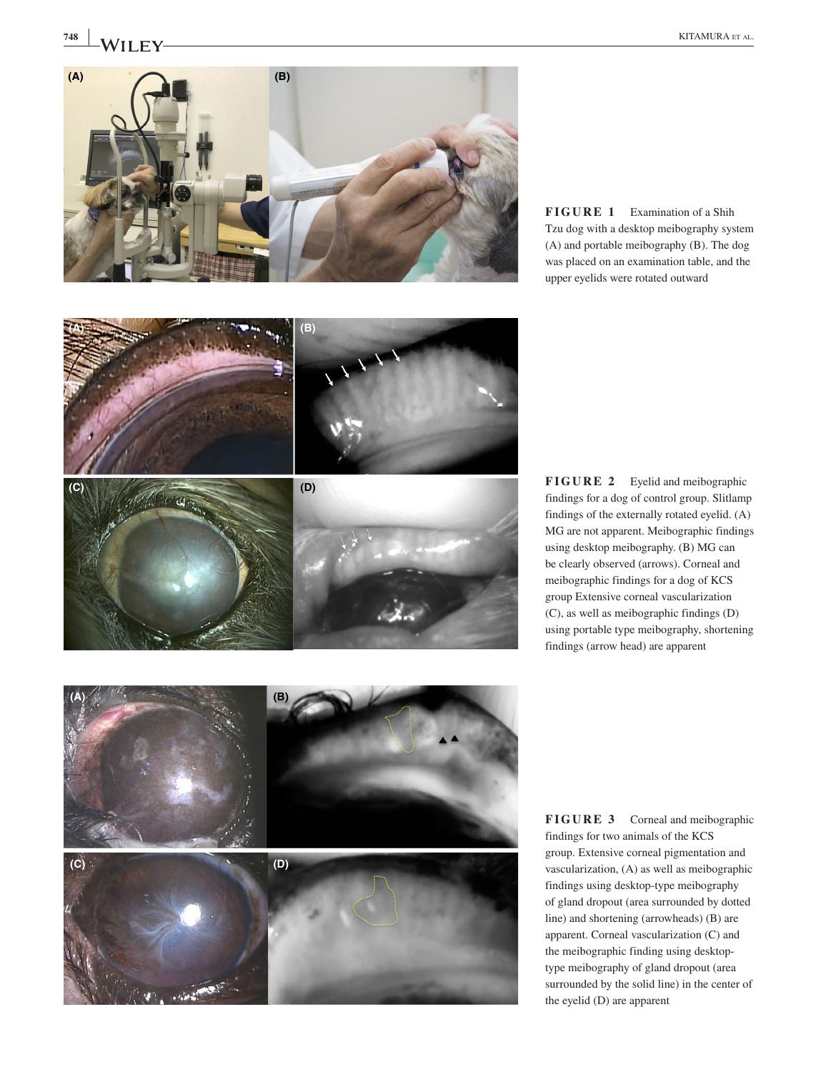**FIGURE 1** Examination of a Shih Tzu dog with a desktop meibography system (A) and portable meibography (B). The dog was placed on an examination table, and the upper eyelids were rotated outward

**FIGURE 2** Eyelid and meibographic findings for a dog of control group. Slitlamp findings of the externally rotated eyelid. (A) MG are not apparent. Meibographic findings using desktop meibography. (B) MG can be clearly observed (arrows). Corneal and meibographic findings for a dog of KCS group Extensive corneal vascularization (C), as well as meibographic findings (D) using portable type meibography, shortening findings (arrow head) are apparent

**FIGURE 3** Corneal and meibographic findings for two animals of the KCS group. Extensive corneal pigmentation and vascularization, (A) as well as meibographic findings using desktop-type meibography of gland dropout (area surrounded by dotted line) and shortening (arrowheads) (B) are apparent. Corneal vascularization (C) and the meibographic finding using desktop-type meibography of gland dropout (area surrounded by the solid line) in the center of the eyelid (D) are apparent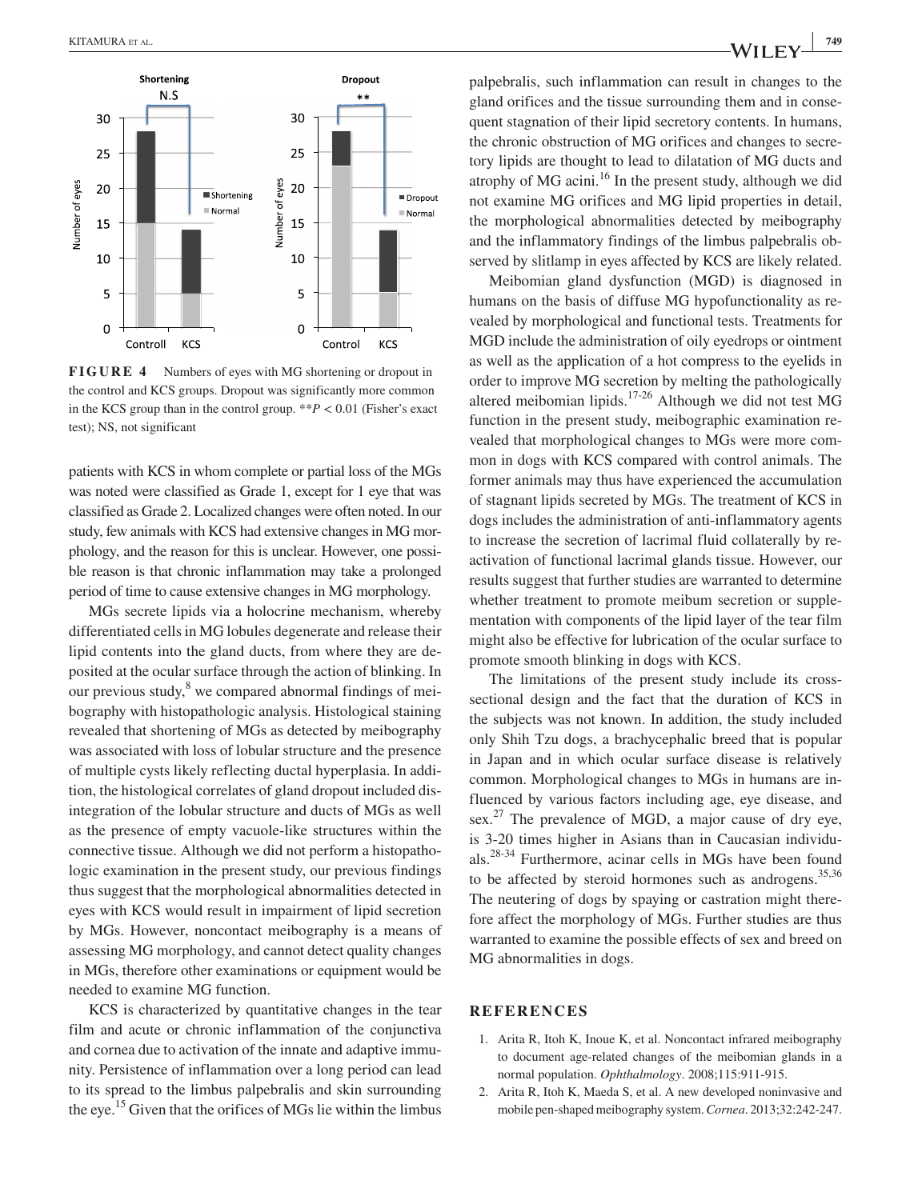**FIGURE 4** Numbers of eyes with MG shortening or dropout in the control and KCS groups. Dropout was significantly more common in the KCS group than in the control group. $^{**}P < 0.01$ (Fisher's exact test); NS, not significant

patients with KCS in whom complete or partial loss of the MGs was noted were classified as Grade 1, except for 1 eye that was classified as Grade 2. Localized changes were often noted. In our study, few animals with KCS had extensive changes in MG morphology, and the reason for this is unclear. However, one possible reason is that chronic inflammation may take a prolonged period of time to cause extensive changes in MG morphology.

MGs secrete lipids via a holocrine mechanism, whereby differentiated cells in MG lobules degenerate and release their lipid contents into the gland ducts, from where they are deposited at the ocular surface through the action of blinking. In our previous study,[8] we compared abnormal findings of meibography with histopathologic analysis. Histological staining revealed that shortening of MGs as detected by meibography was associated with loss of lobular structure and the presence of multiple cysts likely reflecting ductal hyperplasia. In addition, the histological correlates of gland dropout included disintegration of the lobular structure and ducts of MGs as well as the presence of empty vacuole-like structures within the connective tissue. Although we did not perform a histopathologic examination in the present study, our previous findings thus suggest that the morphological abnormalities detected in eyes with KCS would result in impairment of lipid secretion by MGs. However, noncontact meibography is a means of assessing MG morphology, and cannot detect quality changes in MGs, therefore other examinations or equipment would be needed to examine MG function.

KCS is characterized by quantitative changes in the tear film and acute or chronic inflammation of the conjunctiva and cornea due to activation of the innate and adaptive immunity. Persistence of inflammation over a long period can lead to its spread to the limbus palpebralis and skin surrounding the eye.[15] Given that the orifices of MGs lie within the limbus palpebralis, such inflammation can result in changes to the gland orifices and the tissue surrounding them and in consequent stagnation of their lipid secretory contents. In humans, the chronic obstruction of MG orifices and changes to secretory lipids are thought to lead to dilatation of MG ducts and atrophy of MG acini.[16] In the present study, although we did not examine MG orifices and MG lipid properties in detail, the morphological abnormalities detected by meibography and the inflammatory findings of the limbus palpebralis observed by slitlamp in eyes affected by KCS are likely related.

Meibomian gland dysfunction (MGD) is diagnosed in humans on the basis of diffuse MG hypofunctionality as revealed by morphological and functional tests. Treatments for MGD include the administration of oily eyedrops or ointment as well as the application of a hot compress to the eyelids in order to improve MG secretion by melting the pathologically altered meibomian lipids.[17-26] Although we did not test MG function in the present study, meibographic examination revealed that morphological changes to MGs were more common in dogs with KCS compared with control animals. The former animals may thus have experienced the accumulation of stagnant lipids secreted by MGs. The treatment of KCS in dogs includes the administration of anti-inflammatory agents to increase the secretion of lacrimal fluid collaterally by reactivation of functional lacrimal glands tissue. However, our results suggest that further studies are warranted to determine whether treatment to promote meibum secretion or supplementation with components of the lipid layer of the tear film might also be effective for lubrication of the ocular surface to promote smooth blinking in dogs with KCS.

The limitations of the present study include its cross-sectional design and the fact that the duration of KCS in the subjects was not known. In addition, the study included only Shih Tzu dogs, a brachycephalic breed that is popular in Japan and in which ocular surface disease is relatively common. Morphological changes to MGs in humans are influenced by various factors including age, eye disease, and sex.[27] The prevalence of MGD, a major cause of dry eye, is 3-20 times higher in Asians than in Caucasian individuals.[28-34] Furthermore, acinar cells in MGs have been found to be affected by steroid hormones such as androgens.[35,36] The neutering of dogs by spaying or castration might therefore affect the morphology of MGs. Further studies are thus warranted to examine the possible effects of sex and breed on MG abnormalities in dogs.

## REFERENCES

1. Arita R, Itoh K, Inoue K, et al. Noncontact infrared meibography to document age-related changes of the meibomian glands in a normal population. *Ophthalmology*. 2008;115:911-915.
2. Arita R, Itoh K, Maeda S, et al. A new developed noninvasive and mobile pen-shaped meibography system. *Cornea*. 2013;32:242-247.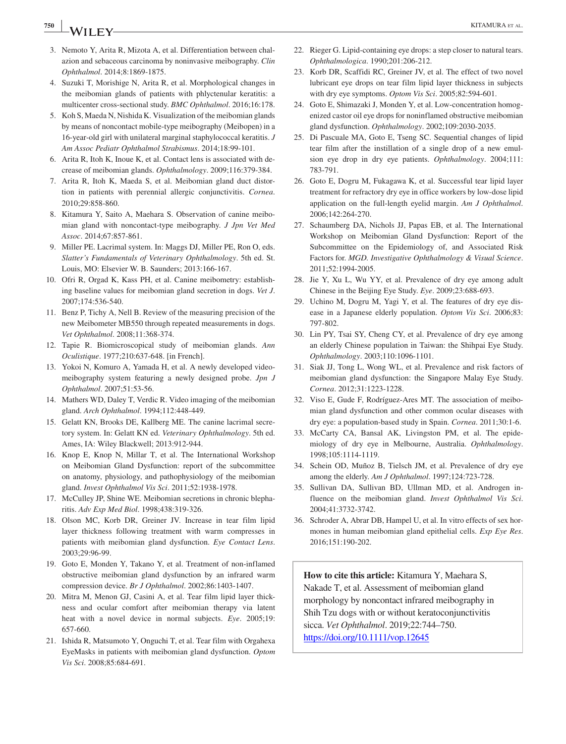3. Nemoto Y, Arita R, Mizota A, et al. Differentiation between chalazion and sebaceous carcinoma by noninvasive meibography. *Clin Ophthalmol*. 2014;8:1869-1875.
4. Suzuki T, Morishige N, Arita R, et al. Morphological changes in the meibomian glands of patients with phlyctenular keratitis: a multicenter cross-sectional study. *BMC Ophthalmol*. 2016;16:178.
5. Koh S, Maeda N, Nishida K. Visualization of the meibomian glands by means of noncontact mobile-type meibography (Meibopen) in a 16-year-old girl with unilateral marginal staphylococcal keratitis. *J Am Assoc Pediatr Ophthalmol Strabismus*. 2014;18:99-101.
6. Arita R, Itoh K, Inoue K, et al. Contact lens is associated with decrease of meibomian glands. *Ophthalmology*. 2009;116:379-384.
7. Arita R, Itoh K, Maeda S, et al. Meibomian gland duct distortion in patients with perennial allergic conjunctivitis. *Cornea*. 2010;29:858-860.
8. Kitamura Y, Saito A, Maehara S. Observation of canine meibomian gland with noncontact-type meibography. *J Jpn Vet Med Assoc*. 2014;67:857-861.
9. Miller PE. Lacrimal system. In: Maggs DJ, Miller PE, Ron O, eds. *Slatter's Fundamentals of Veterinary Ophthalmology*. 5th ed. St. Louis, MO: Elsevier W. B. Saunders; 2013:166-167.
10. Ofri R, Orgad K, Kass PH, et al. Canine meibometry: establishing baseline values for meibomian gland secretion in dogs. *Vet J*. 2007;174:536-540.
11. Benz P, Tichy A, Nell B. Review of the measuring precision of the new Meibometer MB550 through repeated measurements in dogs. *Vet Ophthalmol*. 2008;11:368-374.
12. Tapie R. Biomicroscopical study of meibomian glands. *Ann Oculistique*. 1977;210:637-648. [in French].
13. Yokoi N, Komuro A, Yamada H, et al. A newly developed video-meibography system featuring a newly designed probe. *Jpn J Ophthalmol*. 2007;51:53-56.
14. Mathers WD, Daley T, Verdic R. Video imaging of the meibomian gland. *Arch Ophthalmol*. 1994;112:448-449.
15. Gelatt KN, Brooks DE, Kallberg ME. The canine lacrimal secretory system. In: Gelatt KN ed. *Veterinary Ophthalmology*. 5th ed. Ames, IA: Wiley Blackwell; 2013:912-944.
16. Knop E, Knop N, Millar T, et al. The International Workshop on Meibomian Gland Dysfunction: report of the subcommittee on anatomy, physiology, and pathophysiology of the meibomian gland. *Invest Ophthalmol Vis Sci*. 2011;52:1938-1978.
17. McCulley JP, Shine WE. Meibomian secretions in chronic blepharitis. *Adv Exp Med Biol*. 1998;438:319-326.
18. Olson MC, Korb DR, Greiner JV. Increase in tear film lipid layer thickness following treatment with warm compresses in patients with meibomian gland dysfunction. *Eye Contact Lens*. 2003;29:96-99.
19. Goto E, Monden Y, Takano Y, et al. Treatment of non-inflamed obstructive meibomian gland dysfunction by an infrared warm compression device. *Br J Ophthalmol*. 2002;86:1403-1407.
20. Mitra M, Menon GJ, Casini A, et al. Tear film lipid layer thickness and ocular comfort after meibomian therapy via latent heat with a novel device in normal subjects. *Eye*. 2005;19:657-660.
21. Ishida R, Matsumoto Y, Onguchi T, et al. Tear film with Orgahexa EyeMasks in patients with meibomian gland dysfunction. *Optom Vis Sci*. 2008;85:684-691.
22. Rieger G. Lipid-containing eye drops: a step closer to natural tears. *Ophthalmologica*. 1990;201:206-212.
23. Korb DR, Scaffidi RC, Greiner JV, et al. The effect of two novel lubricant eye drops on tear film lipid layer thickness in subjects with dry eye symptoms. *Optom Vis Sci*. 2005;82:594-601.
24. Goto E, Shimazaki J, Monden Y, et al. Low-concentration homogenized castor oil eye drops for noninflamed obstructive meibomian gland dysfunction. *Ophthalmology*. 2002;109:2030-2035.
25. Di Pascuale MA, Goto E, Tseng SC. Sequential changes of lipid tear film after the instillation of a single drop of a new emulsion eye drop in dry eye patients. *Ophthalmology*. 2004;111:783-791.
26. Goto E, Dogru M, Fukagawa K, et al. Successful tear lipid layer treatment for refractory dry eye in office workers by low-dose lipid application on the full-length eyelid margin. *Am J Ophthalmol*. 2006;142:264-270.
27. Schaumberg DA, Nichols JJ, Papas EB, et al. The International Workshop on Meibomian Gland Dysfunction: Report of the Subcommittee on the Epidemiology of, and Associated Risk Factors for. *MGD. Investigative Ophthalmology & Visual Science*. 2011;52:1994-2005.
28. Jie Y, Xu L, Wu YY, et al. Prevalence of dry eye among adult Chinese in the Beijing Eye Study. *Eye*. 2009;23:688-693.
29. Uchino M, Dogru M, Yagi Y, et al. The features of dry eye disease in a Japanese elderly population. *Optom Vis Sci*. 2006;83:797-802.
30. Lin PY, Tsai SY, Cheng CY, et al. Prevalence of dry eye among an elderly Chinese population in Taiwan: the Shihpai Eye Study. *Ophthalmology*. 2003;110:1096-1101.
31. Siak JJ, Tong L, Wong WL, et al. Prevalence and risk factors of meibomian gland dysfunction: the Singapore Malay Eye Study. *Cornea*. 2012;31:1223-1228.
32. Viso E, Gude F, Rodríguez-Ares MT. The association of meibomian gland dysfunction and other common ocular diseases with dry eye: a population-based study in Spain. *Cornea*. 2011;30:1-6.
33. McCarty CA, Bansal AK, Livingston PM, et al. The epidemiology of dry eye in Melbourne, Australia. *Ophthalmology*. 1998;105:1114-1119.
34. Schein OD, Muñoz B, Tielsch JM, et al. Prevalence of dry eye among the elderly. *Am J Ophthalmol*. 1997;124:723-728.
35. Sullivan DA, Sullivan BD, Ullman MD, et al. Androgen influence on the meibomian gland. *Invest Ophthalmol Vis Sci*. 2004;41:3732-3742.
36. Schroder A, Abrar DB, Hampel U, et al. In vitro effects of sex hormones in human meibomian gland epithelial cells. *Exp Eye Res*. 2016;151:190-202.

**How to cite this article:** Kitamura Y, Maehara S, Nakade T, et al. Assessment of meibomian gland morphology by noncontact infrared meibography in Shih Tzu dogs with or without keratoconjunctivitis sicca. *Vet Ophthalmol*. 2019;22:744–750. https://doi.org/10.1111/vop.12645